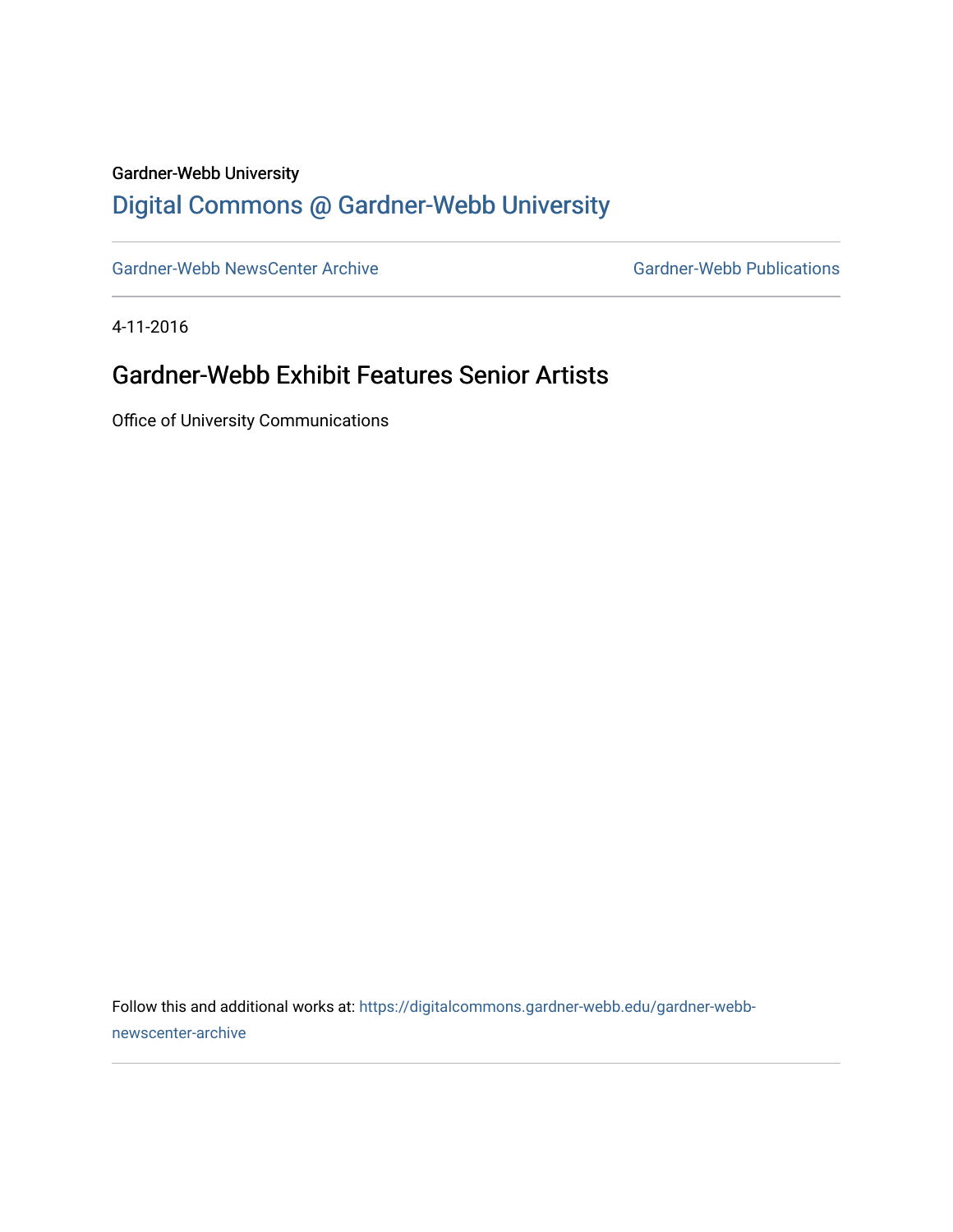Gardner-Webb University

# Digital Commons @ Gardner-Webb University

Gardner-Webb NewsCenter Archive | Gardner-Webb Publications

4-11-2016

## Gardner-Webb Exhibit Features Senior Artists

Office of University Communications

Follow this and additional works at: https://digitalcommons.gardner-webb.edu/gardner-webb-newscenter-archive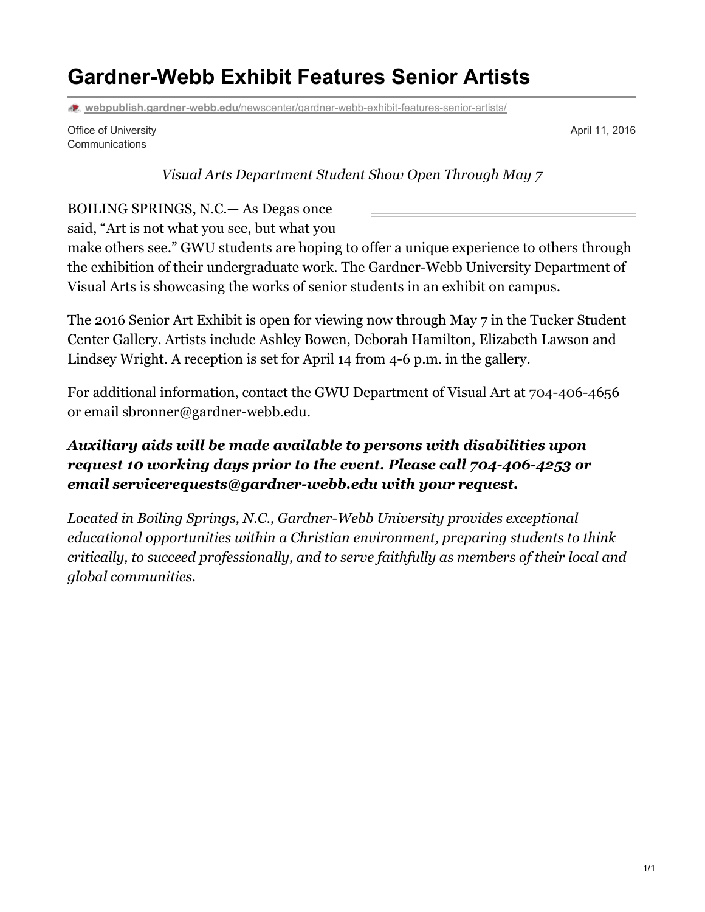# Gardner-Webb Exhibit Features Senior Artists

webpublish.gardner-webb.edu/newscenter/gardner-webb-exhibit-features-senior-artists/

Office of University Communications

April 11, 2016

*Visual Arts Department Student Show Open Through May 7*

BOILING SPRINGS, N.C.— As Degas once said, "Art is not what you see, but what you make others see." GWU students are hoping to offer a unique experience to others through the exhibition of their undergraduate work. The Gardner-Webb University Department of Visual Arts is showcasing the works of senior students in an exhibit on campus.

The 2016 Senior Art Exhibit is open for viewing now through May 7 in the Tucker Student Center Gallery. Artists include Ashley Bowen, Deborah Hamilton, Elizabeth Lawson and Lindsey Wright. A reception is set for April 14 from 4-6 p.m. in the gallery.

For additional information, contact the GWU Department of Visual Art at 704-406-4656 or email sbronner@gardner-webb.edu.

***Auxiliary aids will be made available to persons with disabilities upon request 10 working days prior to the event. Please call 704-406-4253 or email servicerequests@gardner-webb.edu with your request.***

*Located in Boiling Springs, N.C., Gardner-Webb University provides exceptional educational opportunities within a Christian environment, preparing students to think critically, to succeed professionally, and to serve faithfully as members of their local and global communities.*